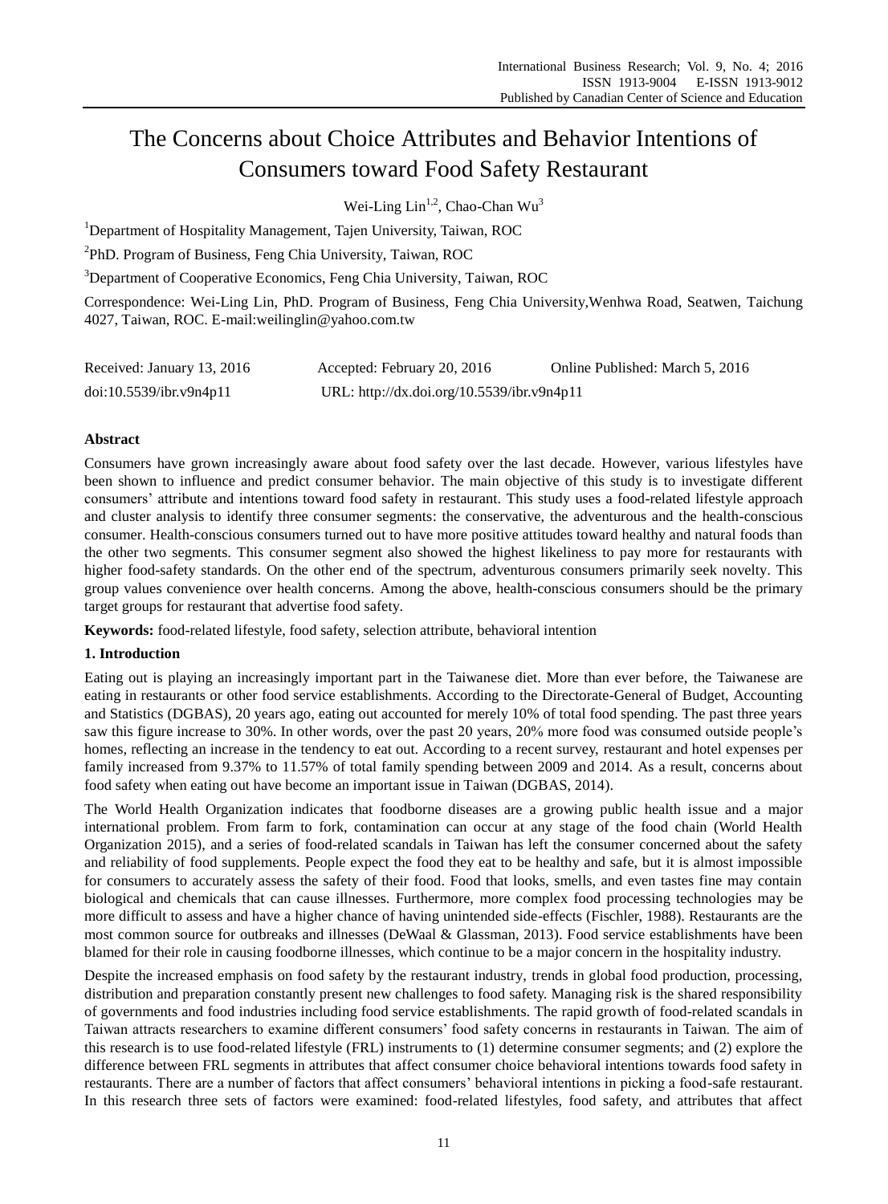# The Concerns about Choice Attributes and Behavior Intentions of Consumers toward Food Safety Restaurant

Wei-Ling Lin[1,2], Chao-Chan Wu[3]

[1]Department of Hospitality Management, Tajen University, Taiwan, ROC

[2]PhD. Program of Business, Feng Chia University, Taiwan, ROC

[3]Department of Cooperative Economics, Feng Chia University, Taiwan, ROC

Correspondence: Wei-Ling Lin, PhD. Program of Business, Feng Chia University,Wenhwa Road, Seatwen, Taichung 4027, Taiwan, ROC. E-mail:weilinglin@yahoo.com.tw

Received: January 13, 2016 Accepted: February 20, 2016 Online Published: March 5, 2016

doi:10.5539/ibr.v9n4p11 URL: http://dx.doi.org/10.5539/ibr.v9n4p11

**Abstract**

Consumers have grown increasingly aware about food safety over the last decade. However, various lifestyles have been shown to influence and predict consumer behavior. The main objective of this study is to investigate different consumers' attribute and intentions toward food safety in restaurant. This study uses a food-related lifestyle approach and cluster analysis to identify three consumer segments: the conservative, the adventurous and the health-conscious consumer. Health-conscious consumers turned out to have more positive attitudes toward healthy and natural foods than the other two segments. This consumer segment also showed the highest likeliness to pay more for restaurants with higher food-safety standards. On the other end of the spectrum, adventurous consumers primarily seek novelty. This group values convenience over health concerns. Among the above, health-conscious consumers should be the primary target groups for restaurant that advertise food safety.

**Keywords:** food-related lifestyle, food safety, selection attribute, behavioral intention

## 1. Introduction

Eating out is playing an increasingly important part in the Taiwanese diet. More than ever before, the Taiwanese are eating in restaurants or other food service establishments. According to the Directorate-General of Budget, Accounting and Statistics (DGBAS), 20 years ago, eating out accounted for merely 10% of total food spending. The past three years saw this figure increase to 30%. In other words, over the past 20 years, 20% more food was consumed outside people's homes, reflecting an increase in the tendency to eat out. According to a recent survey, restaurant and hotel expenses per family increased from 9.37% to 11.57% of total family spending between 2009 and 2014. As a result, concerns about food safety when eating out have become an important issue in Taiwan (DGBAS, 2014).

The World Health Organization indicates that foodborne diseases are a growing public health issue and a major international problem. From farm to fork, contamination can occur at any stage of the food chain (World Health Organization 2015), and a series of food-related scandals in Taiwan has left the consumer concerned about the safety and reliability of food supplements. People expect the food they eat to be healthy and safe, but it is almost impossible for consumers to accurately assess the safety of their food. Food that looks, smells, and even tastes fine may contain biological and chemicals that can cause illnesses. Furthermore, more complex food processing technologies may be more difficult to assess and have a higher chance of having unintended side-effects (Fischler, 1988). Restaurants are the most common source for outbreaks and illnesses (DeWaal & Glassman, 2013). Food service establishments have been blamed for their role in causing foodborne illnesses, which continue to be a major concern in the hospitality industry.

Despite the increased emphasis on food safety by the restaurant industry, trends in global food production, processing, distribution and preparation constantly present new challenges to food safety. Managing risk is the shared responsibility of governments and food industries including food service establishments. The rapid growth of food-related scandals in Taiwan attracts researchers to examine different consumers' food safety concerns in restaurants in Taiwan. The aim of this research is to use food-related lifestyle (FRL) instruments to (1) determine consumer segments; and (2) explore the difference between FRL segments in attributes that affect consumer choice behavioral intentions towards food safety in restaurants. There are a number of factors that affect consumers' behavioral intentions in picking a food-safe restaurant. In this research three sets of factors were examined: food-related lifestyles, food safety, and attributes that affect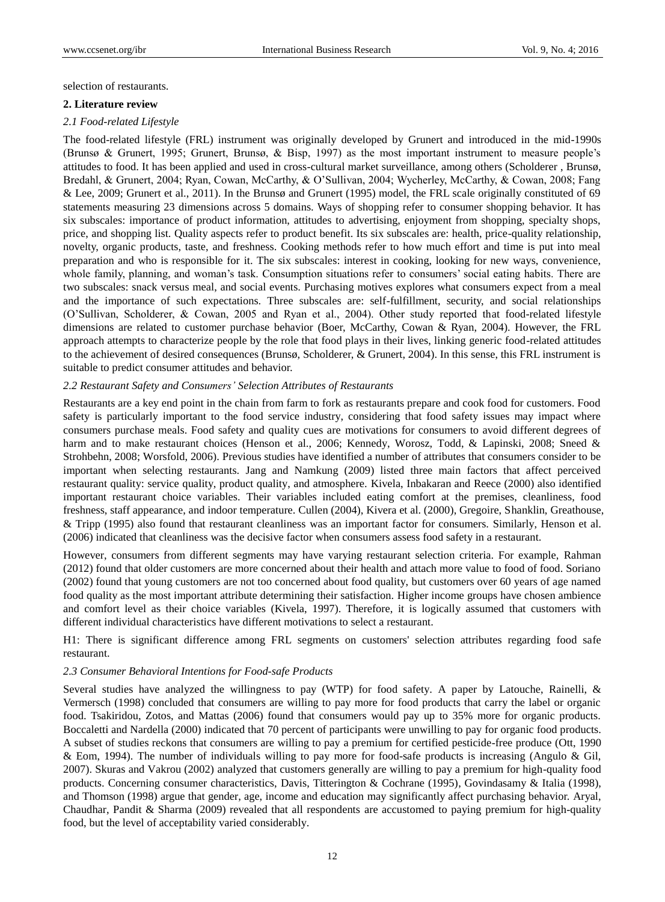selection of restaurants.

## 2. Literature review

### *2.1 Food-related Lifestyle*

The food-related lifestyle (FRL) instrument was originally developed by Grunert and introduced in the mid-1990s (Brunsø & Grunert, 1995; Grunert, Brunsø, & Bisp, 1997) as the most important instrument to measure people's attitudes to food. It has been applied and used in cross-cultural market surveillance, among others (Scholderer , Brunsø, Bredahl, & Grunert, 2004; Ryan, Cowan, McCarthy, & O'Sullivan, 2004; Wycherley, McCarthy, & Cowan, 2008; Fang & Lee, 2009; Grunert et al., 2011). In the Brunsø and Grunert (1995) model, the FRL scale originally constituted of 69 statements measuring 23 dimensions across 5 domains. Ways of shopping refer to consumer shopping behavior. It has six subscales: importance of product information, attitudes to advertising, enjoyment from shopping, specialty shops, price, and shopping list. Quality aspects refer to product benefit. Its six subscales are: health, price-quality relationship, novelty, organic products, taste, and freshness. Cooking methods refer to how much effort and time is put into meal preparation and who is responsible for it. The six subscales: interest in cooking, looking for new ways, convenience, whole family, planning, and woman's task. Consumption situations refer to consumers' social eating habits. There are two subscales: snack versus meal, and social events. Purchasing motives explores what consumers expect from a meal and the importance of such expectations. Three subscales are: self-fulfillment, security, and social relationships (O'Sullivan, Scholderer, & Cowan, 2005 and Ryan et al., 2004). Other study reported that food-related lifestyle dimensions are related to customer purchase behavior (Boer, McCarthy, Cowan & Ryan, 2004). However, the FRL approach attempts to characterize people by the role that food plays in their lives, linking generic food-related attitudes to the achievement of desired consequences (Brunsø, Scholderer, & Grunert, 2004). In this sense, this FRL instrument is suitable to predict consumer attitudes and behavior.

### *2.2 Restaurant Safety and Consumers' Selection Attributes of Restaurants*

Restaurants are a key end point in the chain from farm to fork as restaurants prepare and cook food for customers. Food safety is particularly important to the food service industry, considering that food safety issues may impact where consumers purchase meals. Food safety and quality cues are motivations for consumers to avoid different degrees of harm and to make restaurant choices (Henson et al., 2006; Kennedy, Worosz, Todd, & Lapinski, 2008; Sneed & Strohbehn, 2008; Worsfold, 2006). Previous studies have identified a number of attributes that consumers consider to be important when selecting restaurants. Jang and Namkung (2009) listed three main factors that affect perceived restaurant quality: service quality, product quality, and atmosphere. Kivela, Inbakaran and Reece (2000) also identified important restaurant choice variables. Their variables included eating comfort at the premises, cleanliness, food freshness, staff appearance, and indoor temperature. Cullen (2004), Kivera et al. (2000), Gregoire, Shanklin, Greathouse, & Tripp (1995) also found that restaurant cleanliness was an important factor for consumers. Similarly, Henson et al. (2006) indicated that cleanliness was the decisive factor when consumers assess food safety in a restaurant.

However, consumers from different segments may have varying restaurant selection criteria. For example, Rahman (2012) found that older customers are more concerned about their health and attach more value to food of food. Soriano (2002) found that young customers are not too concerned about food quality, but customers over 60 years of age named food quality as the most important attribute determining their satisfaction. Higher income groups have chosen ambience and comfort level as their choice variables (Kivela, 1997). Therefore, it is logically assumed that customers with different individual characteristics have different motivations to select a restaurant.

H1: There is significant difference among FRL segments on customers' selection attributes regarding food safe restaurant.

### *2.3 Consumer Behavioral Intentions for Food-safe Products*

Several studies have analyzed the willingness to pay (WTP) for food safety. A paper by Latouche, Rainelli, & Vermersch (1998) concluded that consumers are willing to pay more for food products that carry the label or organic food. Tsakiridou, Zotos, and Mattas (2006) found that consumers would pay up to 35% more for organic products. Boccaletti and Nardella (2000) indicated that 70 percent of participants were unwilling to pay for organic food products. A subset of studies reckons that consumers are willing to pay a premium for certified pesticide-free produce (Ott, 1990 & Eom, 1994). The number of individuals willing to pay more for food-safe products is increasing (Angulo & Gil, 2007). Skuras and Vakrou (2002) analyzed that customers generally are willing to pay a premium for high-quality food products. Concerning consumer characteristics, Davis, Titterington & Cochrane (1995), Govindasamy & Italia (1998), and Thomson (1998) argue that gender, age, income and education may significantly affect purchasing behavior. Aryal, Chaudhar, Pandit & Sharma (2009) revealed that all respondents are accustomed to paying premium for high-quality food, but the level of acceptability varied considerably.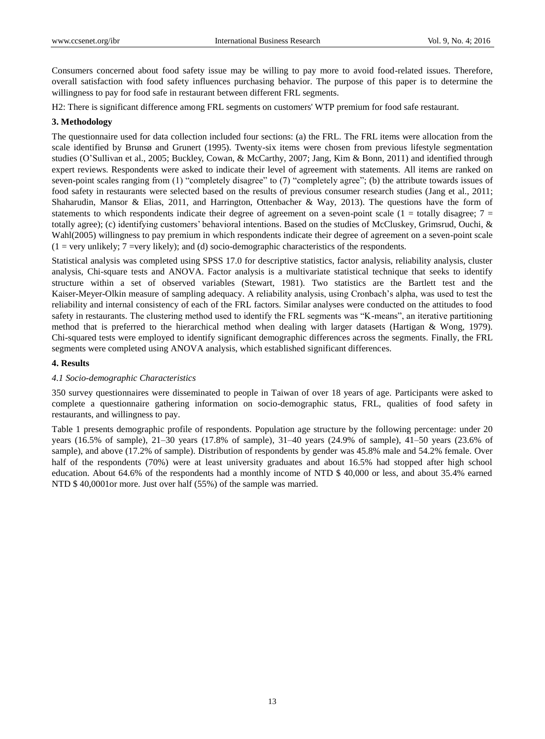Consumers concerned about food safety issue may be willing to pay more to avoid food-related issues. Therefore, overall satisfaction with food safety influences purchasing behavior. The purpose of this paper is to determine the willingness to pay for food safe in restaurant between different FRL segments.

H2: There is significant difference among FRL segments on customers' WTP premium for food safe restaurant.

## 3. Methodology

The questionnaire used for data collection included four sections: (a) the FRL. The FRL items were allocation from the scale identified by Brunsø and Grunert (1995). Twenty-six items were chosen from previous lifestyle segmentation studies (O'Sullivan et al., 2005; Buckley, Cowan, & McCarthy, 2007; Jang, Kim & Bonn, 2011) and identified through expert reviews. Respondents were asked to indicate their level of agreement with statements. All items are ranked on seven-point scales ranging from (1) "completely disagree" to (7) "completely agree"; (b) the attribute towards issues of food safety in restaurants were selected based on the results of previous consumer research studies (Jang et al., 2011; Shaharudin, Mansor & Elias, 2011, and Harrington, Ottenbacher & Way, 2013). The questions have the form of statements to which respondents indicate their degree of agreement on a seven-point scale (1 = totally disagree; 7 = totally agree); (c) identifying customers' behavioral intentions. Based on the studies of McCluskey, Grimsrud, Ouchi, & Wahl(2005) willingness to pay premium in which respondents indicate their degree of agreement on a seven-point scale (1 = very unlikely; 7 =very likely); and (d) socio-demographic characteristics of the respondents.

Statistical analysis was completed using SPSS 17.0 for descriptive statistics, factor analysis, reliability analysis, cluster analysis, Chi-square tests and ANOVA. Factor analysis is a multivariate statistical technique that seeks to identify structure within a set of observed variables (Stewart, 1981). Two statistics are the Bartlett test and the Kaiser-Meyer-Olkin measure of sampling adequacy. A reliability analysis, using Cronbach's alpha, was used to test the reliability and internal consistency of each of the FRL factors. Similar analyses were conducted on the attitudes to food safety in restaurants. The clustering method used to identify the FRL segments was "K-means", an iterative partitioning method that is preferred to the hierarchical method when dealing with larger datasets (Hartigan & Wong, 1979). Chi-squared tests were employed to identify significant demographic differences across the segments. Finally, the FRL segments were completed using ANOVA analysis, which established significant differences.

## 4. Results

### *4.1 Socio-demographic Characteristics*

350 survey questionnaires were disseminated to people in Taiwan of over 18 years of age. Participants were asked to complete a questionnaire gathering information on socio-demographic status, FRL, qualities of food safety in restaurants, and willingness to pay.

Table 1 presents demographic profile of respondents. Population age structure by the following percentage: under 20 years (16.5% of sample), 21–30 years (17.8% of sample), 31–40 years (24.9% of sample), 41–50 years (23.6% of sample), and above (17.2% of sample). Distribution of respondents by gender was 45.8% male and 54.2% female. Over half of the respondents (70%) were at least university graduates and about 16.5% had stopped after high school education. About 64.6% of the respondents had a monthly income of NTD $ 40,000 or less, and about 35.4% earned NTD $ 40,0001or more. Just over half (55%) of the sample was married.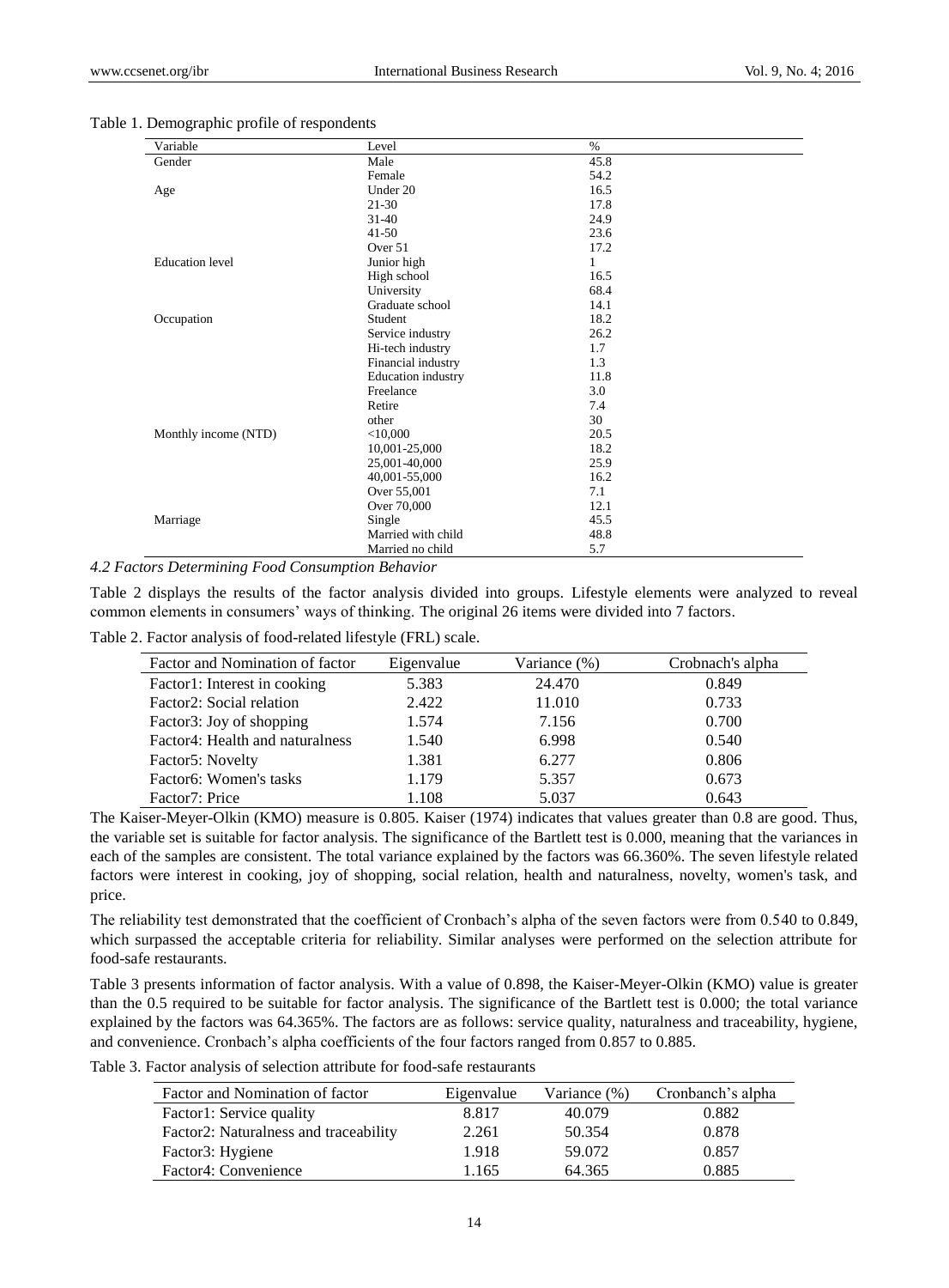Table 1. Demographic profile of respondents

| Variable | Level | % |
|---|---|---|
| Gender | Male | 45.8 |
| | Female | 54.2 |
| Age | Under 20 | 16.5 |
| | 21-30 | 17.8 |
| | 31-40 | 24.9 |
| | 41-50 | 23.6 |
| | Over 51 | 17.2 |
| Education level | Junior high | 1 |
| | High school | 16.5 |
| | University | 68.4 |
| | Graduate school | 14.1 |
| Occupation | Student | 18.2 |
| | Service industry | 26.2 |
| | Hi-tech industry | 1.7 |
| | Financial industry | 1.3 |
| | Education industry | 11.8 |
| | Freelance | 3.0 |
| | Retire | 7.4 |
| | other | 30 |
| Monthly income (NTD) | <10,000 | 20.5 |
| | 10,001-25,000 | 18.2 |
| | 25,001-40,000 | 25.9 |
| | 40,001-55,000 | 16.2 |
| | Over 55,001 | 7.1 |
| | Over 70,000 | 12.1 |
| Marriage | Single | 45.5 |
| | Married with child | 48.8 |
| | Married no child | 5.7 |

### *4.2 Factors Determining Food Consumption Behavior*

Table 2 displays the results of the factor analysis divided into groups. Lifestyle elements were analyzed to reveal common elements in consumers' ways of thinking. The original 26 items were divided into 7 factors.

Table 2. Factor analysis of food-related lifestyle (FRL) scale.

| Factor and Nomination of factor | Eigenvalue | Variance (%) | Crobnach's alpha |
|---|---|---|---|
| Factor1: Interest in cooking | 5.383 | 24.470 | 0.849 |
| Factor2: Social relation | 2.422 | 11.010 | 0.733 |
| Factor3: Joy of shopping | 1.574 | 7.156 | 0.700 |
| Factor4: Health and naturalness | 1.540 | 6.998 | 0.540 |
| Factor5: Novelty | 1.381 | 6.277 | 0.806 |
| Factor6: Women's tasks | 1.179 | 5.357 | 0.673 |
| Factor7: Price | 1.108 | 5.037 | 0.643 |

The Kaiser-Meyer-Olkin (KMO) measure is 0.805. Kaiser (1974) indicates that values greater than 0.8 are good. Thus, the variable set is suitable for factor analysis. The significance of the Bartlett test is 0.000, meaning that the variances in each of the samples are consistent. The total variance explained by the factors was 66.360%. The seven lifestyle related factors were interest in cooking, joy of shopping, social relation, health and naturalness, novelty, women's task, and price.

The reliability test demonstrated that the coefficient of Cronbach's alpha of the seven factors were from 0.540 to 0.849, which surpassed the acceptable criteria for reliability. Similar analyses were performed on the selection attribute for food-safe restaurants.

Table 3 presents information of factor analysis. With a value of 0.898, the Kaiser-Meyer-Olkin (KMO) value is greater than the 0.5 required to be suitable for factor analysis. The significance of the Bartlett test is 0.000; the total variance explained by the factors was 64.365%. The factors are as follows: service quality, naturalness and traceability, hygiene, and convenience. Cronbach's alpha coefficients of the four factors ranged from 0.857 to 0.885.

Table 3. Factor analysis of selection attribute for food-safe restaurants

| Factor and Nomination of factor | Eigenvalue | Variance (%) | Cronbach's alpha |
|---|---|---|---|
| Factor1: Service quality | 8.817 | 40.079 | 0.882 |
| Factor2: Naturalness and traceability | 2.261 | 50.354 | 0.878 |
| Factor3: Hygiene | 1.918 | 59.072 | 0.857 |
| Factor4: Convenience | 1.165 | 64.365 | 0.885 |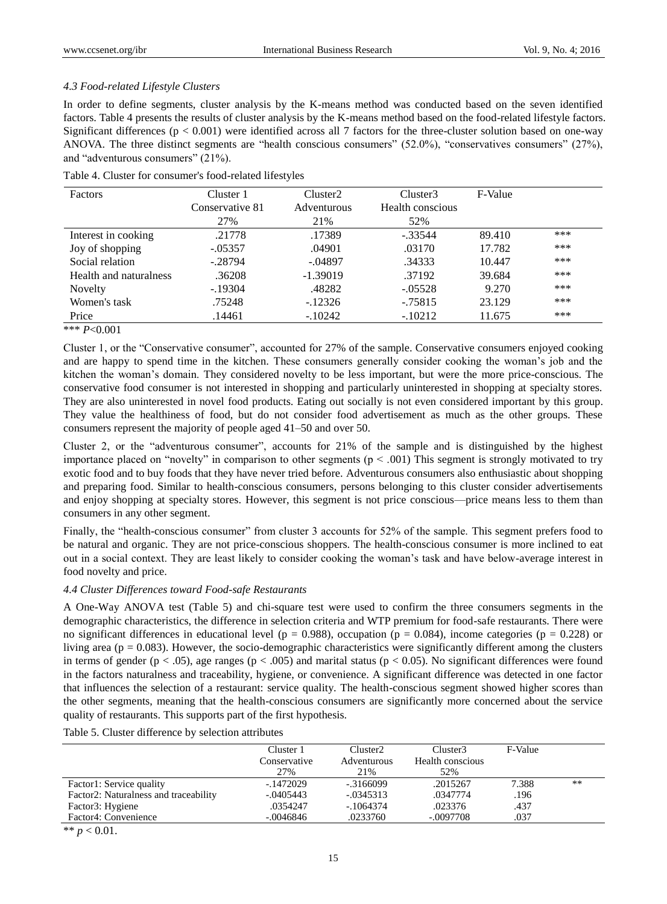#### 4.3 Food-related Lifestyle Clusters

In order to define segments, cluster analysis by the K-means method was conducted based on the seven identified factors. Table 4 presents the results of cluster analysis by the K-means method based on the food-related lifestyle factors. Significant differences ($p < 0.001$) were identified across all 7 factors for the three-cluster solution based on one-way ANOVA. The three distinct segments are "health conscious consumers" (52.0%), "conservatives consumers" (27%), and "adventurous consumers" (21%).

Table 4. Cluster for consumer's food-related lifestyles

| Factors | Cluster 1<br>Conservative 81<br>27% | Cluster2<br>Adventurous<br>21% | Cluster3<br>Health conscious<br>52% | F-Value | |
|---|---|---|---|---|---|
| Interest in cooking | .21778 | .17389 | -.33544 | 89.410 | *** |
| Joy of shopping | -.05357 | .04901 | .03170 | 17.782 | *** |
| Social relation | -.28794 | -.04897 | .34333 | 10.447 | *** |
| Health and naturalness | .36208 | -1.39019 | .37192 | 39.684 | *** |
| Novelty | -.19304 | .48282 | -.05528 | 9.270 | *** |
| Women's task | .75248 | -.12326 | -.75815 | 23.129 | *** |
| Price | .14461 | -.10242 | -.10212 | 11.675 | *** |

*** $P<0.001$

Cluster 1, or the "Conservative consumer", accounted for 27% of the sample. Conservative consumers enjoyed cooking and are happy to spend time in the kitchen. These consumers generally consider cooking the woman's job and the kitchen the woman's domain. They considered novelty to be less important, but were the more price-conscious. The conservative food consumer is not interested in shopping and particularly uninterested in shopping at specialty stores. They are also uninterested in novel food products. Eating out socially is not even considered important by this group. They value the healthiness of food, but do not consider food advertisement as much as the other groups. These consumers represent the majority of people aged 41–50 and over 50.

Cluster 2, or the "adventurous consumer", accounts for 21% of the sample and is distinguished by the highest importance placed on "novelty" in comparison to other segments ($p < .001$) This segment is strongly motivated to try exotic food and to buy foods that they have never tried before. Adventurous consumers also enthusiastic about shopping and preparing food. Similar to health-conscious consumers, persons belonging to this cluster consider advertisements and enjoy shopping at specialty stores. However, this segment is not price conscious—price means less to them than consumers in any other segment.

Finally, the "health-conscious consumer" from cluster 3 accounts for 52% of the sample. This segment prefers food to be natural and organic. They are not price-conscious shoppers. The health-conscious consumer is more inclined to eat out in a social context. They are least likely to consider cooking the woman's task and have below-average interest in food novelty and price.

#### 4.4 Cluster Differences toward Food-safe Restaurants

A One-Way ANOVA test (Table 5) and chi-square test were used to confirm the three consumers segments in the demographic characteristics, the difference in selection criteria and WTP premium for food-safe restaurants. There were no significant differences in educational level ($p = 0.988$), occupation ($p = 0.084$), income categories ($p = 0.228$) or living area ($p = 0.083$). However, the socio-demographic characteristics were significantly different among the clusters in terms of gender ($p < .05$), age ranges ($p < .005$) and marital status ($p < 0.05$). No significant differences were found in the factors naturalness and traceability, hygiene, or convenience. A significant difference was detected in one factor that influences the selection of a restaurant: service quality. The health-conscious segment showed higher scores than the other segments, meaning that the health-conscious consumers are significantly more concerned about the service quality of restaurants. This supports part of the first hypothesis.

Table 5. Cluster difference by selection attributes

| | Cluster 1<br>Conservative<br>27% | Cluster2<br>Adventurous<br>21% | Cluster3<br>Health conscious<br>52% | F-Value | |
|---|---|---|---|---|---|
| Factor1: Service quality | -.1472029 | -.3166099 | .2015267 | 7.388 | ** |
| Factor2: Naturalness and traceability | -.0405443 | -.0345313 | .0347774 | .196 | |
| Factor3: Hygiene | .0354247 | -.1064374 | .023376 | .437 | |
| Factor4: Convenience | -.0046846 | .0233760 | -.0097708 | .037 | |

** $p < 0.01$.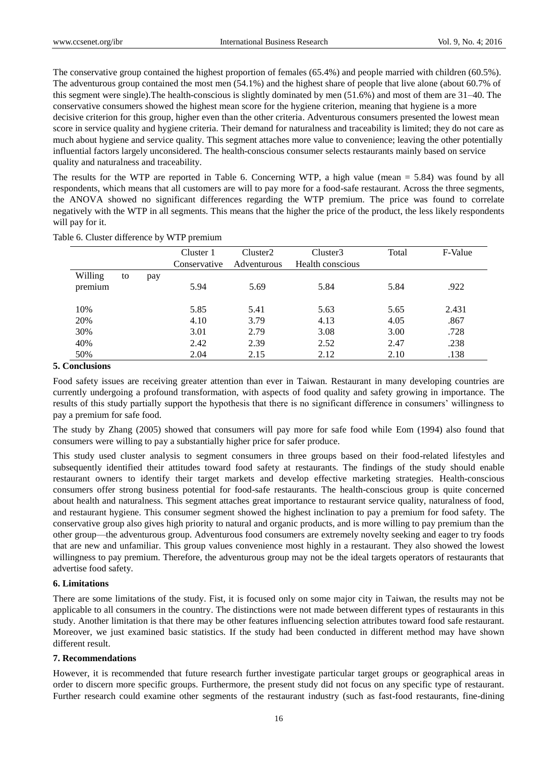The conservative group contained the highest proportion of females (65.4%) and people married with children (60.5%). The adventurous group contained the most men (54.1%) and the highest share of people that live alone (about 60.7% of this segment were single).The health-conscious is slightly dominated by men (51.6%) and most of them are 31–40. The conservative consumers showed the highest mean score for the hygiene criterion, meaning that hygiene is a more decisive criterion for this group, higher even than the other criteria. Adventurous consumers presented the lowest mean score in service quality and hygiene criteria. Their demand for naturalness and traceability is limited; they do not care as much about hygiene and service quality. This segment attaches more value to convenience; leaving the other potentially influential factors largely unconsidered. The health-conscious consumer selects restaurants mainly based on service quality and naturalness and traceability.

The results for the WTP are reported in Table 6. Concerning WTP, a high value (mean = 5.84) was found by all respondents, which means that all customers are will to pay more for a food-safe restaurant. Across the three segments, the ANOVA showed no significant differences regarding the WTP premium. The price was found to correlate negatively with the WTP in all segments. This means that the higher the price of the product, the less likely respondents will pay for it.

Table 6. Cluster difference by WTP premium

| | Cluster 1 Conservative | Cluster2 Adventurous | Cluster3 Health conscious | Total | F-Value |
|---|---|---|---|---|---|
| Willing to pay premium | 5.94 | 5.69 | 5.84 | 5.84 | .922 |
| 10% | 5.85 | 5.41 | 5.63 | 5.65 | 2.431 |
| 20% | 4.10 | 3.79 | 4.13 | 4.05 | .867 |
| 30% | 3.01 | 2.79 | 3.08 | 3.00 | .728 |
| 40% | 2.42 | 2.39 | 2.52 | 2.47 | .238 |
| 50% | 2.04 | 2.15 | 2.12 | 2.10 | .138 |

## 5. Conclusions

Food safety issues are receiving greater attention than ever in Taiwan. Restaurant in many developing countries are currently undergoing a profound transformation, with aspects of food quality and safety growing in importance. The results of this study partially support the hypothesis that there is no significant difference in consumers' willingness to pay a premium for safe food.

The study by Zhang (2005) showed that consumers will pay more for safe food while Eom (1994) also found that consumers were willing to pay a substantially higher price for safer produce.

This study used cluster analysis to segment consumers in three groups based on their food-related lifestyles and subsequently identified their attitudes toward food safety at restaurants. The findings of the study should enable restaurant owners to identify their target markets and develop effective marketing strategies. Health-conscious consumers offer strong business potential for food-safe restaurants. The health-conscious group is quite concerned about health and naturalness. This segment attaches great importance to restaurant service quality, naturalness of food, and restaurant hygiene. This consumer segment showed the highest inclination to pay a premium for food safety. The conservative group also gives high priority to natural and organic products, and is more willing to pay premium than the other group—the adventurous group. Adventurous food consumers are extremely novelty seeking and eager to try foods that are new and unfamiliar. This group values convenience most highly in a restaurant. They also showed the lowest willingness to pay premium. Therefore, the adventurous group may not be the ideal targets operators of restaurants that advertise food safety.

## 6. Limitations

There are some limitations of the study. Fist, it is focused only on some major city in Taiwan, the results may not be applicable to all consumers in the country. The distinctions were not made between different types of restaurants in this study. Another limitation is that there may be other features influencing selection attributes toward food safe restaurant. Moreover, we just examined basic statistics. If the study had been conducted in different method may have shown different result.

## 7. Recommendations

However, it is recommended that future research further investigate particular target groups or geographical areas in order to discern more specific groups. Furthermore, the present study did not focus on any specific type of restaurant. Further research could examine other segments of the restaurant industry (such as fast-food restaurants, fine-dining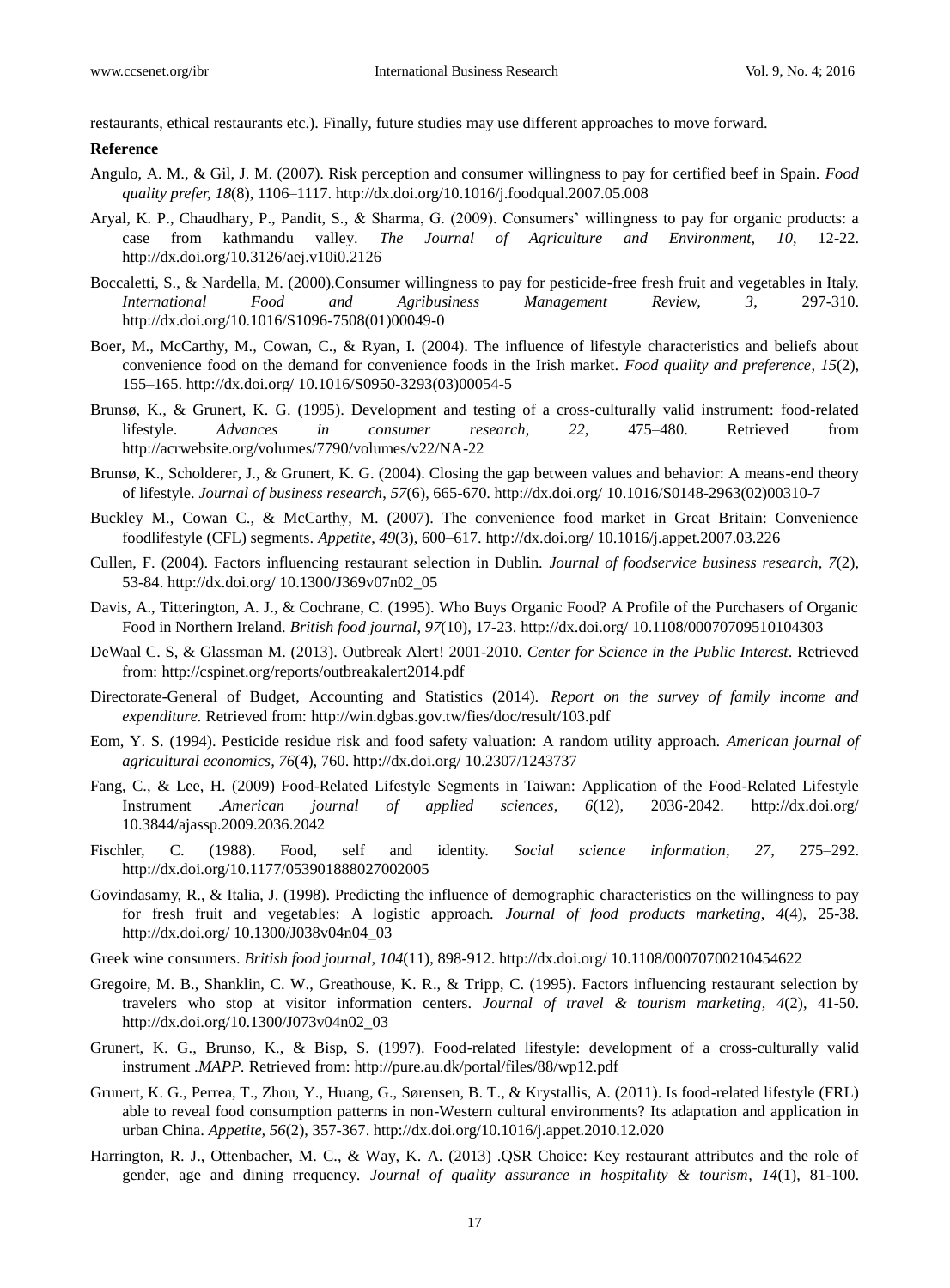restaurants, ethical restaurants etc.). Finally, future studies may use different approaches to move forward.

**Reference**

Angulo, A. M., & Gil, J. M. (2007). Risk perception and consumer willingness to pay for certified beef in Spain. *Food quality prefer, 18*(8), 1106–1117. http://dx.doi.org/10.1016/j.foodqual.2007.05.008

Aryal, K. P., Chaudhary, P., Pandit, S., & Sharma, G. (2009). Consumers' willingness to pay for organic products: a case from kathmandu valley. *The Journal of Agriculture and Environment, 10*, 12-22. http://dx.doi.org/10.3126/aej.v10i0.2126

Boccaletti, S., & Nardella, M. (2000).Consumer willingness to pay for pesticide-free fresh fruit and vegetables in Italy. *International Food and Agribusiness Management Review, 3*, 297-310. http://dx.doi.org/10.1016/S1096-7508(01)00049-0

Boer, M., McCarthy, M., Cowan, C., & Ryan, I. (2004). The influence of lifestyle characteristics and beliefs about convenience food on the demand for convenience foods in the Irish market. *Food quality and preference*, *15*(2), 155–165. http://dx.doi.org/ 10.1016/S0950-3293(03)00054-5

Brunsø, K., & Grunert, K. G. (1995). Development and testing of a cross-culturally valid instrument: food-related lifestyle. *Advances in consumer research, 22*, 475–480. Retrieved from http://acrwebsite.org/volumes/7790/volumes/v22/NA-22

Brunsø, K., Scholderer, J., & Grunert, K. G. (2004). Closing the gap between values and behavior: A means-end theory of lifestyle. *Journal of business research*, *57*(6), 665-670. http://dx.doi.org/ 10.1016/S0148-2963(02)00310-7

Buckley M., Cowan C., & McCarthy, M. (2007). The convenience food market in Great Britain: Convenience foodlifestyle (CFL) segments. *Appetite*, *49*(3), 600–617. http://dx.doi.org/ 10.1016/j.appet.2007.03.226

Cullen, F. (2004). Factors influencing restaurant selection in Dublin. *Journal of foodservice business research*, *7*(2), 53-84. http://dx.doi.org/ 10.1300/J369v07n02_05

Davis, A., Titterington, A. J., & Cochrane, C. (1995). Who Buys Organic Food? A Profile of the Purchasers of Organic Food in Northern Ireland. *British food journal*, *97*(10), 17-23. http://dx.doi.org/ 10.1108/00070709510104303

DeWaal C. S, & Glassman M. (2013). Outbreak Alert! 2001-2010. *Center for Science in the Public Interest*. Retrieved from: http://cspinet.org/reports/outbreakalert2014.pdf

Directorate-General of Budget, Accounting and Statistics (2014). *Report on the survey of family income and expenditure.* Retrieved from: http://win.dgbas.gov.tw/fies/doc/result/103.pdf

Eom, Y. S. (1994). Pesticide residue risk and food safety valuation: A random utility approach. *American journal of agricultural economics, 76*(4), 760. http://dx.doi.org/ 10.2307/1243737

Fang, C., & Lee, H. (2009) Food-Related Lifestyle Segments in Taiwan: Application of the Food-Related Lifestyle Instrument .*American journal of applied sciences*, *6*(12), 2036-2042. http://dx.doi.org/ 10.3844/ajassp.2009.2036.2042

Fischler, C. (1988). Food, self and identity. *Social science information*, *27*, 275–292. http://dx.doi.org/10.1177/053901888027002005

Govindasamy, R., & Italia, J. (1998). Predicting the influence of demographic characteristics on the willingness to pay for fresh fruit and vegetables: A logistic approach. *Journal of food products marketing, 4*(4), 25-38. http://dx.doi.org/ 10.1300/J038v04n04_03

Greek wine consumers. *British food journal, 104*(11), 898-912. http://dx.doi.org/ 10.1108/00070700210454622

Gregoire, M. B., Shanklin, C. W., Greathouse, K. R., & Tripp, C. (1995). Factors influencing restaurant selection by travelers who stop at visitor information centers. *Journal of travel & tourism marketing, 4*(2), 41-50. http://dx.doi.org/10.1300/J073v04n02_03

Grunert, K. G., Brunso, K., & Bisp, S. (1997). Food-related lifestyle: development of a cross-culturally valid instrument .*MAPP.* Retrieved from: http://pure.au.dk/portal/files/88/wp12.pdf

Grunert, K. G., Perrea, T., Zhou, Y., Huang, G., Sørensen, B. T., & Krystallis, A. (2011). Is food-related lifestyle (FRL) able to reveal food consumption patterns in non-Western cultural environments? Its adaptation and application in urban China. *Appetite, 56*(2), 357-367. http://dx.doi.org/10.1016/j.appet.2010.12.020

Harrington, R. J., Ottenbacher, M. C., & Way, K. A. (2013) .QSR Choice: Key restaurant attributes and the role of gender, age and dining rrequency. *Journal of quality assurance in hospitality & tourism*, *14*(1), 81-100.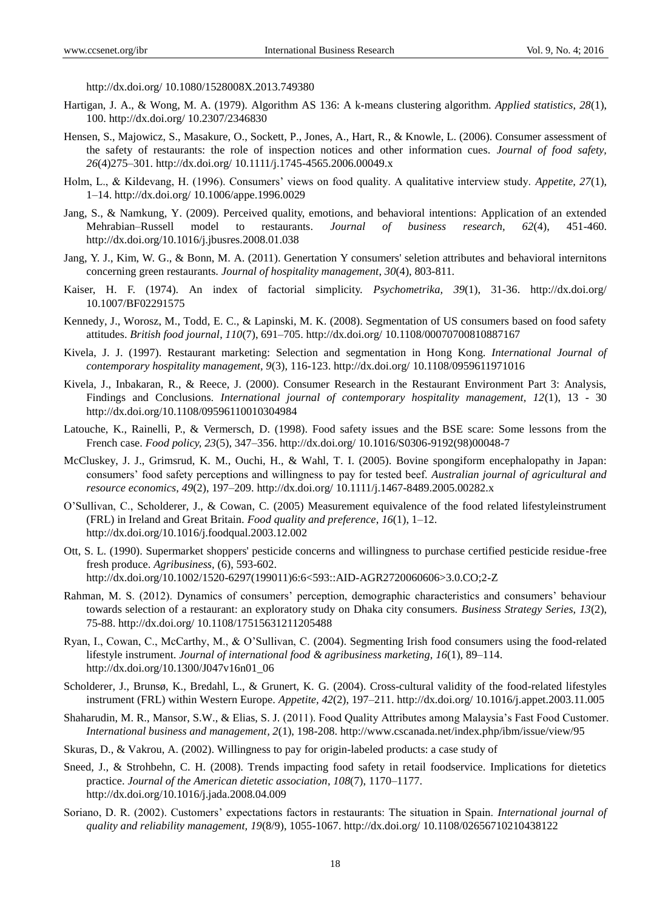http://dx.doi.org/ 10.1080/1528008X.2013.749380

Hartigan, J. A., & Wong, M. A. (1979). Algorithm AS 136: A k-means clustering algorithm. *Applied statistics*, *28*(1), 100. http://dx.doi.org/ 10.2307/2346830

Hensen, S., Majowicz, S., Masakure, O., Sockett, P., Jones, A., Hart, R., & Knowle, L. (2006). Consumer assessment of the safety of restaurants: the role of inspection notices and other information cues. *Journal of food safety*, *26*(4)275–301. http://dx.doi.org/ 10.1111/j.1745-4565.2006.00049.x

Holm, L., & Kildevang, H. (1996). Consumers' views on food quality. A qualitative interview study. *Appetite, 27*(1), 1–14. http://dx.doi.org/ 10.1006/appe.1996.0029

Jang, S., & Namkung, Y. (2009). Perceived quality, emotions, and behavioral intentions: Application of an extended Mehrabian–Russell model to restaurants. *Journal of business research, 62*(4), 451-460. http://dx.doi.org/10.1016/j.jbusres.2008.01.038

Jang, Y. J., Kim, W. G., & Bonn, M. A. (2011). Genertation Y consumers' seletion attributes and behavioral internitons concerning green restaurants. *Journal of hospitality management*, *30*(4), 803-811.

Kaiser, H. F. (1974). An index of factorial simplicity. *Psychometrika, 39*(1), 31-36. http://dx.doi.org/ 10.1007/BF02291575

Kennedy, J., Worosz, M., Todd, E. C., & Lapinski, M. K. (2008). Segmentation of US consumers based on food safety attitudes. *British food journal*, *110*(7), 691–705. http://dx.doi.org/ 10.1108/00070700810887167

Kivela, J. J. (1997). Restaurant marketing: Selection and segmentation in Hong Kong. *International Journal of contemporary hospitality management*, *9*(3), 116-123. http://dx.doi.org/ 10.1108/0959611971016

Kivela, J., Inbakaran, R., & Reece, J. (2000). Consumer Research in the Restaurant Environment Part 3: Analysis, Findings and Conclusions. *International journal of contemporary hospitality management, 12*(1), 13 - 30 http://dx.doi.org/10.1108/09596110010304984

Latouche, K., Rainelli, P., & Vermersch, D. (1998). Food safety issues and the BSE scare: Some lessons from the French case. *Food policy, 23*(5), 347–356. http://dx.doi.org/ 10.1016/S0306-9192(98)00048-7

McCluskey, J. J., Grimsrud, K. M., Ouchi, H., & Wahl, T. I. (2005). Bovine spongiform encephalopathy in Japan: consumers' food safety perceptions and willingness to pay for tested beef. *Australian journal of agricultural and resource economics*, *49*(2), 197–209. http://dx.doi.org/ 10.1111/j.1467-8489.2005.00282.x

O'Sullivan, C., Scholderer, J., & Cowan, C. (2005) Measurement equivalence of the food related lifestyleinstrument (FRL) in Ireland and Great Britain. *Food quality and preference*, *16*(1), 1–12. http://dx.doi.org/10.1016/j.foodqual.2003.12.002

Ott, S. L. (1990). Supermarket shoppers' pesticide concerns and willingness to purchase certified pesticide residue-free fresh produce. *Agribusiness*, (6), 593-602. http://dx.doi.org/10.1002/1520-6297(199011)6:6<593::AID-AGR2720060606>3.0.CO;2-Z

Rahman, M. S. (2012). Dynamics of consumers' perception, demographic characteristics and consumers' behaviour towards selection of a restaurant: an exploratory study on Dhaka city consumers. *Business Strategy Series, 13*(2), 75-88. http://dx.doi.org/ 10.1108/17515631211205488

Ryan, I., Cowan, C., McCarthy, M., & O'Sullivan, C. (2004). Segmenting Irish food consumers using the food-related lifestyle instrument. *Journal of international food & agribusiness marketing*, *16*(1), 89–114. http://dx.doi.org/10.1300/J047v16n01_06

Scholderer, J., Brunsø, K., Bredahl, L., & Grunert, K. G. (2004). Cross-cultural validity of the food-related lifestyles instrument (FRL) within Western Europe. *Appetite, 42*(2), 197–211. http://dx.doi.org/ 10.1016/j.appet.2003.11.005

Shaharudin, M. R., Mansor, S.W., & Elias, S. J. (2011). Food Quality Attributes among Malaysia's Fast Food Customer. *International business and management*, *2*(1), 198-208. http://www.cscanada.net/index.php/ibm/issue/view/95

Skuras, D., & Vakrou, A. (2002). Willingness to pay for origin-labeled products: a case study of

Sneed, J., & Strohbehn, C. H. (2008). Trends impacting food safety in retail foodservice. Implications for dietetics practice. *Journal of the American dietetic association*, *108*(7), 1170–1177. http://dx.doi.org/10.1016/j.jada.2008.04.009

Soriano, D. R. (2002). Customers' expectations factors in restaurants: The situation in Spain. *International journal of quality and reliability management, 19*(8/9), 1055-1067. http://dx.doi.org/ 10.1108/02656710210438122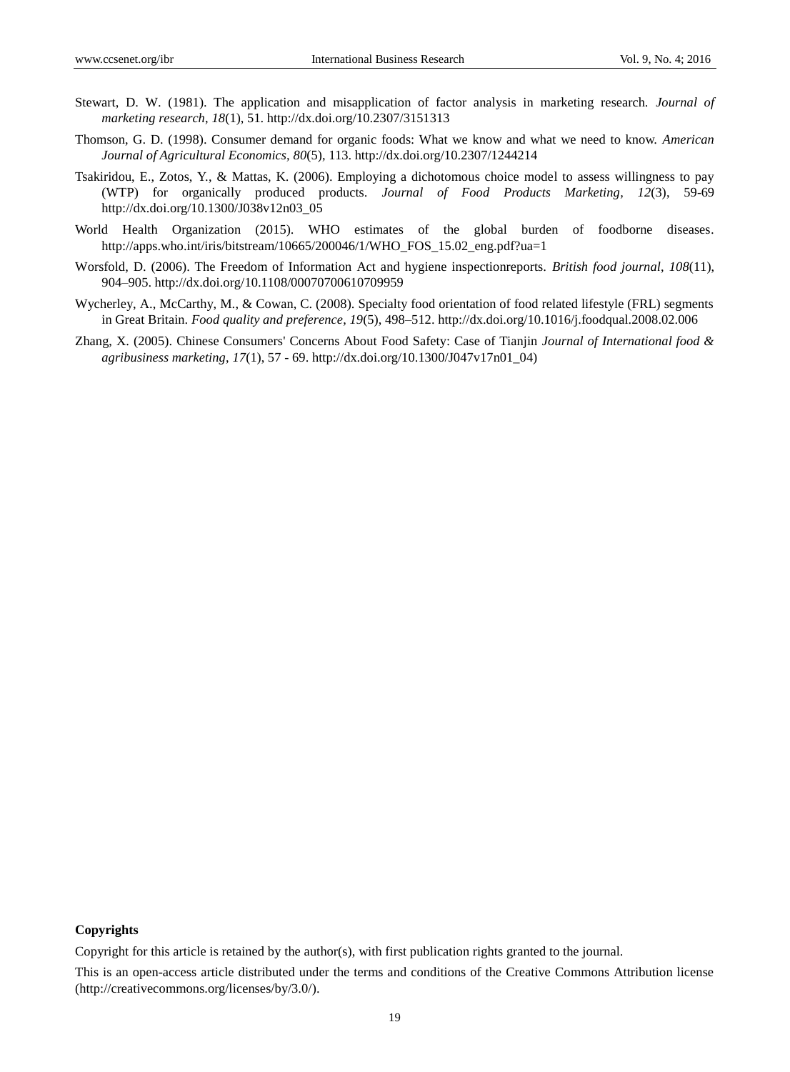Stewart, D. W. (1981). The application and misapplication of factor analysis in marketing research. *Journal of marketing research*, *18*(1), 51. http://dx.doi.org/10.2307/3151313

Thomson, G. D. (1998). Consumer demand for organic foods: What we know and what we need to know. *American Journal of Agricultural Economics*, *80*(5), 113. http://dx.doi.org/10.2307/1244214

Tsakiridou, E., Zotos, Y., & Mattas, K. (2006). Employing a dichotomous choice model to assess willingness to pay (WTP) for organically produced products. *Journal of Food Products Marketing*, *12*(3), 59-69 http://dx.doi.org/10.1300/J038v12n03_05

World Health Organization (2015). WHO estimates of the global burden of foodborne diseases. http://apps.who.int/iris/bitstream/10665/200046/1/WHO_FOS_15.02_eng.pdf?ua=1

Worsfold, D. (2006). The Freedom of Information Act and hygiene inspectionreports. *British food journal*, *108*(11), 904–905. http://dx.doi.org/10.1108/00070700610709959

Wycherley, A., McCarthy, M., & Cowan, C. (2008). Specialty food orientation of food related lifestyle (FRL) segments in Great Britain. *Food quality and preference*, *19*(5), 498–512. http://dx.doi.org/10.1016/j.foodqual.2008.02.006

Zhang, X. (2005). Chinese Consumers' Concerns About Food Safety: Case of Tianjin *Journal of International food & agribusiness marketing*, *17*(1), 57 - 69. http://dx.doi.org/10.1300/J047v17n01_04)

**Copyrights**

Copyright for this article is retained by the author(s), with first publication rights granted to the journal.

This is an open-access article distributed under the terms and conditions of the Creative Commons Attribution license (http://creativecommons.org/licenses/by/3.0/).